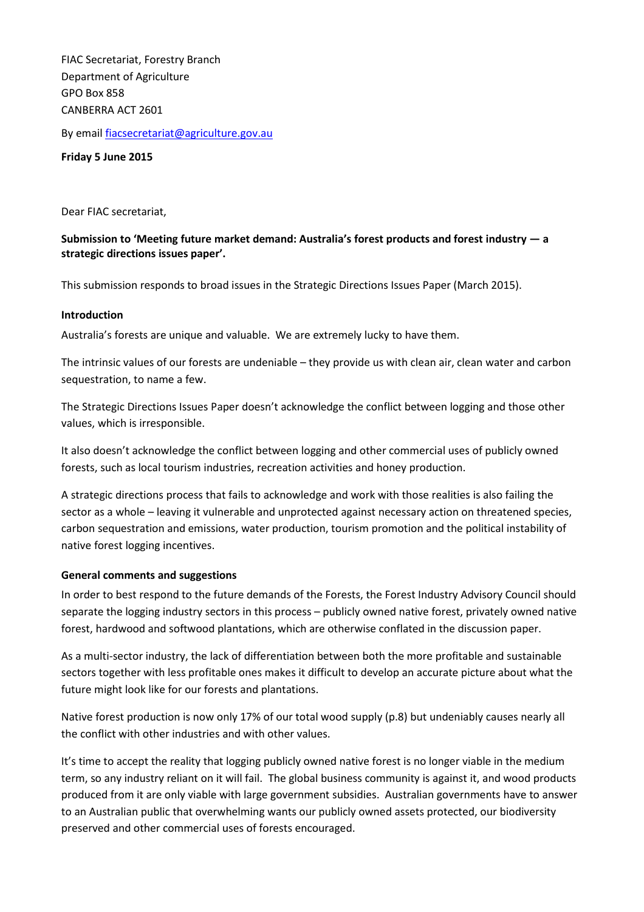FIAC Secretariat, Forestry Branch
Department of Agriculture
GPO Box 858
CANBERRA ACT 2601

By email fiacsecretariat@agriculture.gov.au

**Friday 5 June 2015**

Dear FIAC secretariat,

**Submission to 'Meeting future market demand: Australia's forest products and forest industry — a strategic directions issues paper'.**

This submission responds to broad issues in the Strategic Directions Issues Paper (March 2015).

**Introduction**

Australia's forests are unique and valuable. We are extremely lucky to have them.

The intrinsic values of our forests are undeniable – they provide us with clean air, clean water and carbon sequestration, to name a few.

The Strategic Directions Issues Paper doesn't acknowledge the conflict between logging and those other values, which is irresponsible.

It also doesn't acknowledge the conflict between logging and other commercial uses of publicly owned forests, such as local tourism industries, recreation activities and honey production.

A strategic directions process that fails to acknowledge and work with those realities is also failing the sector as a whole – leaving it vulnerable and unprotected against necessary action on threatened species, carbon sequestration and emissions, water production, tourism promotion and the political instability of native forest logging incentives.

**General comments and suggestions**

In order to best respond to the future demands of the Forests, the Forest Industry Advisory Council should separate the logging industry sectors in this process – publicly owned native forest, privately owned native forest, hardwood and softwood plantations, which are otherwise conflated in the discussion paper.

As a multi-sector industry, the lack of differentiation between both the more profitable and sustainable sectors together with less profitable ones makes it difficult to develop an accurate picture about what the future might look like for our forests and plantations.

Native forest production is now only 17% of our total wood supply (p.8) but undeniably causes nearly all the conflict with other industries and with other values.

It's time to accept the reality that logging publicly owned native forest is no longer viable in the medium term, so any industry reliant on it will fail. The global business community is against it, and wood products produced from it are only viable with large government subsidies. Australian governments have to answer to an Australian public that overwhelming wants our publicly owned assets protected, our biodiversity preserved and other commercial uses of forests encouraged.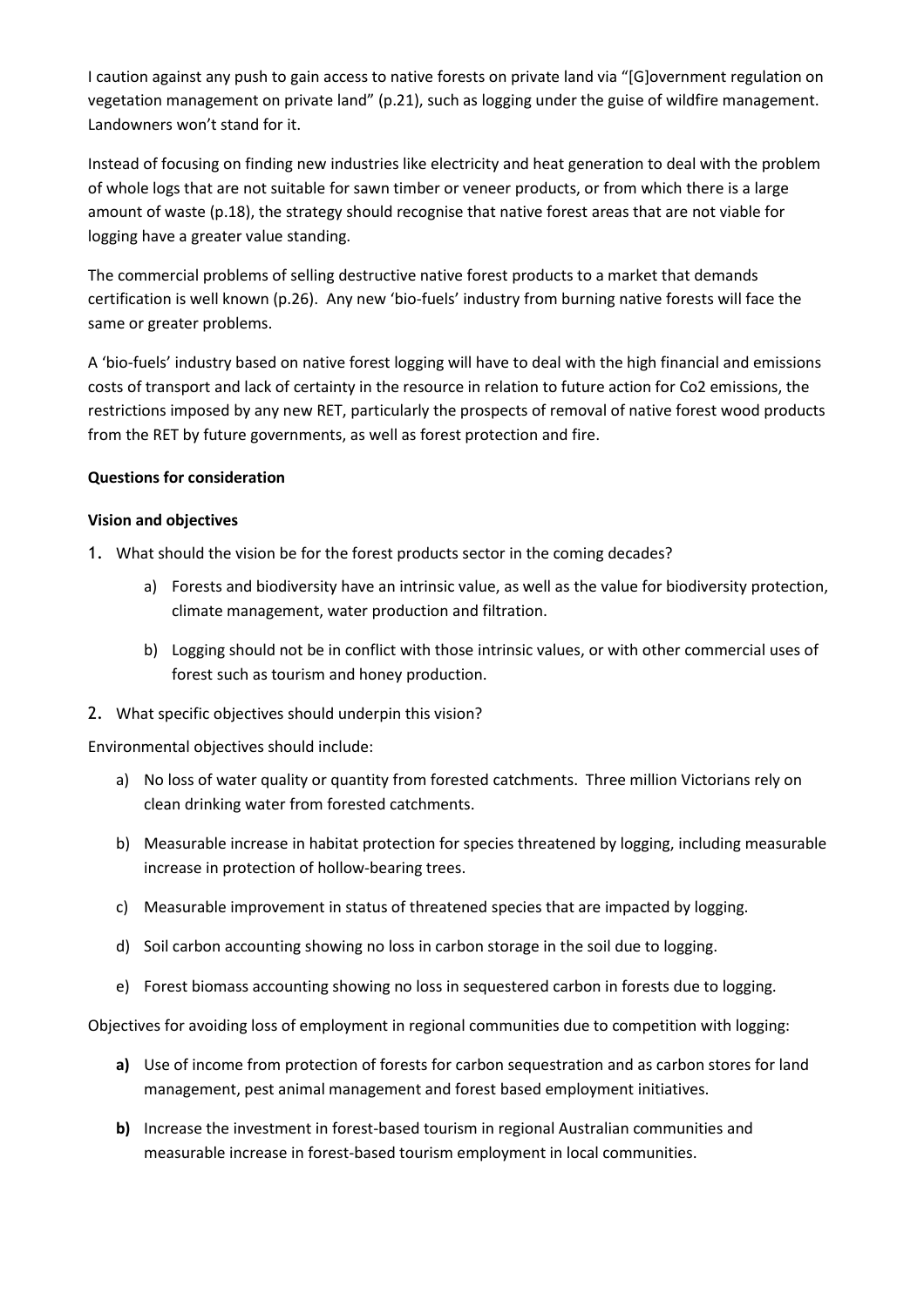I caution against any push to gain access to native forests on private land via "[G]overnment regulation on vegetation management on private land" (p.21), such as logging under the guise of wildfire management. Landowners won't stand for it.

Instead of focusing on finding new industries like electricity and heat generation to deal with the problem of whole logs that are not suitable for sawn timber or veneer products, or from which there is a large amount of waste (p.18), the strategy should recognise that native forest areas that are not viable for logging have a greater value standing.

The commercial problems of selling destructive native forest products to a market that demands certification is well known (p.26). Any new 'bio-fuels' industry from burning native forests will face the same or greater problems.

A 'bio-fuels' industry based on native forest logging will have to deal with the high financial and emissions costs of transport and lack of certainty in the resource in relation to future action for Co2 emissions, the restrictions imposed by any new RET, particularly the prospects of removal of native forest wood products from the RET by future governments, as well as forest protection and fire.

**Questions for consideration**

**Vision and objectives**

1. What should the vision be for the forest products sector in the coming decades?
    a) Forests and biodiversity have an intrinsic value, as well as the value for biodiversity protection, climate management, water production and filtration.
    b) Logging should not be in conflict with those intrinsic values, or with other commercial uses of forest such as tourism and honey production.
2. What specific objectives should underpin this vision?

Environmental objectives should include:

a) No loss of water quality or quantity from forested catchments. Three million Victorians rely on clean drinking water from forested catchments.
b) Measurable increase in habitat protection for species threatened by logging, including measurable increase in protection of hollow-bearing trees.
c) Measurable improvement in status of threatened species that are impacted by logging.
d) Soil carbon accounting showing no loss in carbon storage in the soil due to logging.
e) Forest biomass accounting showing no loss in sequestered carbon in forests due to logging.

Objectives for avoiding loss of employment in regional communities due to competition with logging:

**a)** Use of income from protection of forests for carbon sequestration and as carbon stores for land management, pest animal management and forest based employment initiatives.
**b)** Increase the investment in forest-based tourism in regional Australian communities and measurable increase in forest-based tourism employment in local communities.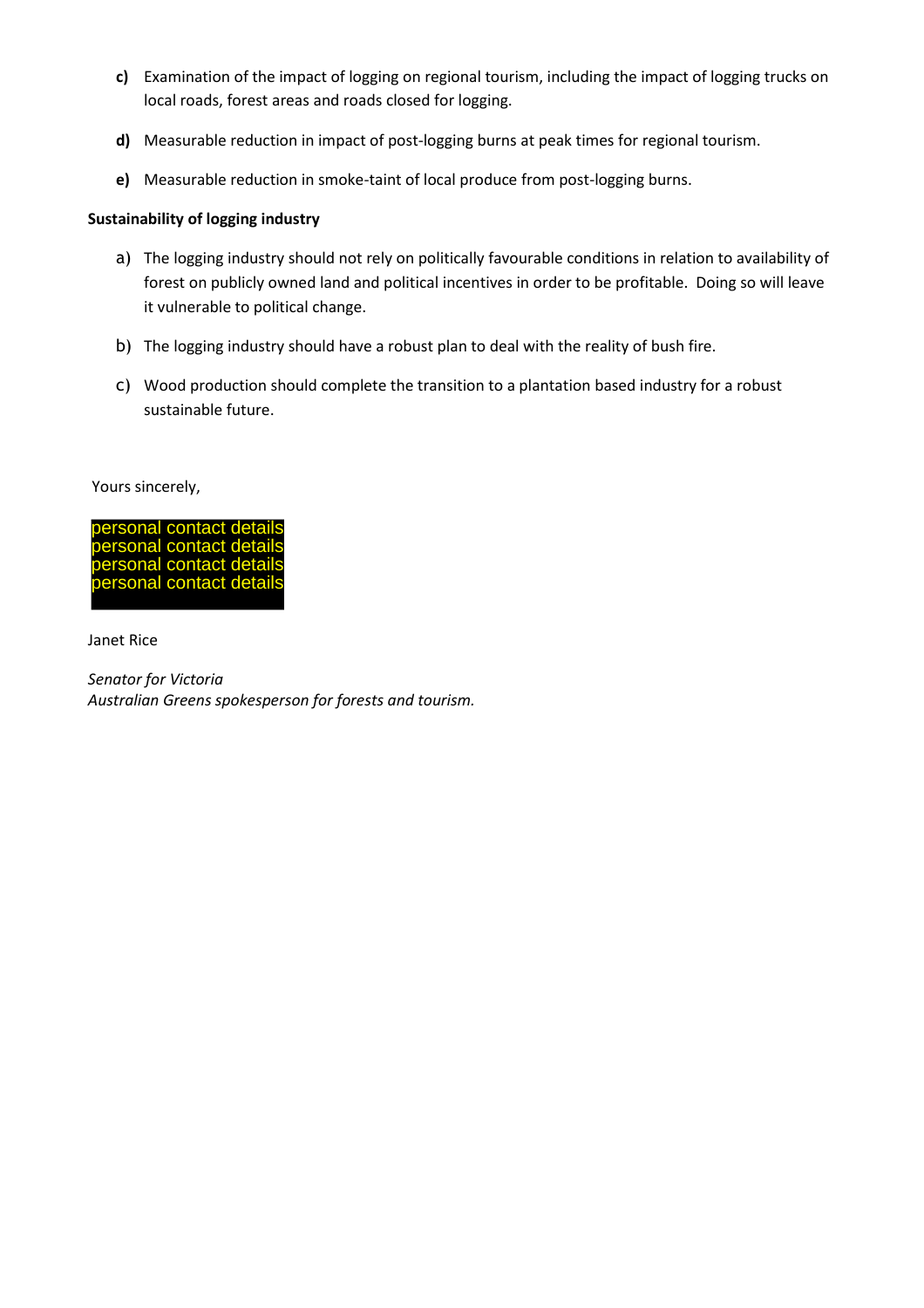**c)** Examination of the impact of logging on regional tourism, including the impact of logging trucks on local roads, forest areas and roads closed for logging.

**d)** Measurable reduction in impact of post-logging burns at peak times for regional tourism.

**e)** Measurable reduction in smoke-taint of local produce from post-logging burns.

**Sustainability of logging industry**

a) The logging industry should not rely on politically favourable conditions in relation to availability of forest on publicly owned land and political incentives in order to be profitable. Doing so will leave it vulnerable to political change.

b) The logging industry should have a robust plan to deal with the reality of bush fire.

c) Wood production should complete the transition to a plantation based industry for a robust sustainable future.

Yours sincerely,

personal contact details
personal contact details
personal contact details
personal contact details

Janet Rice

*Senator for Victoria*
*Australian Greens spokesperson for forests and tourism.*